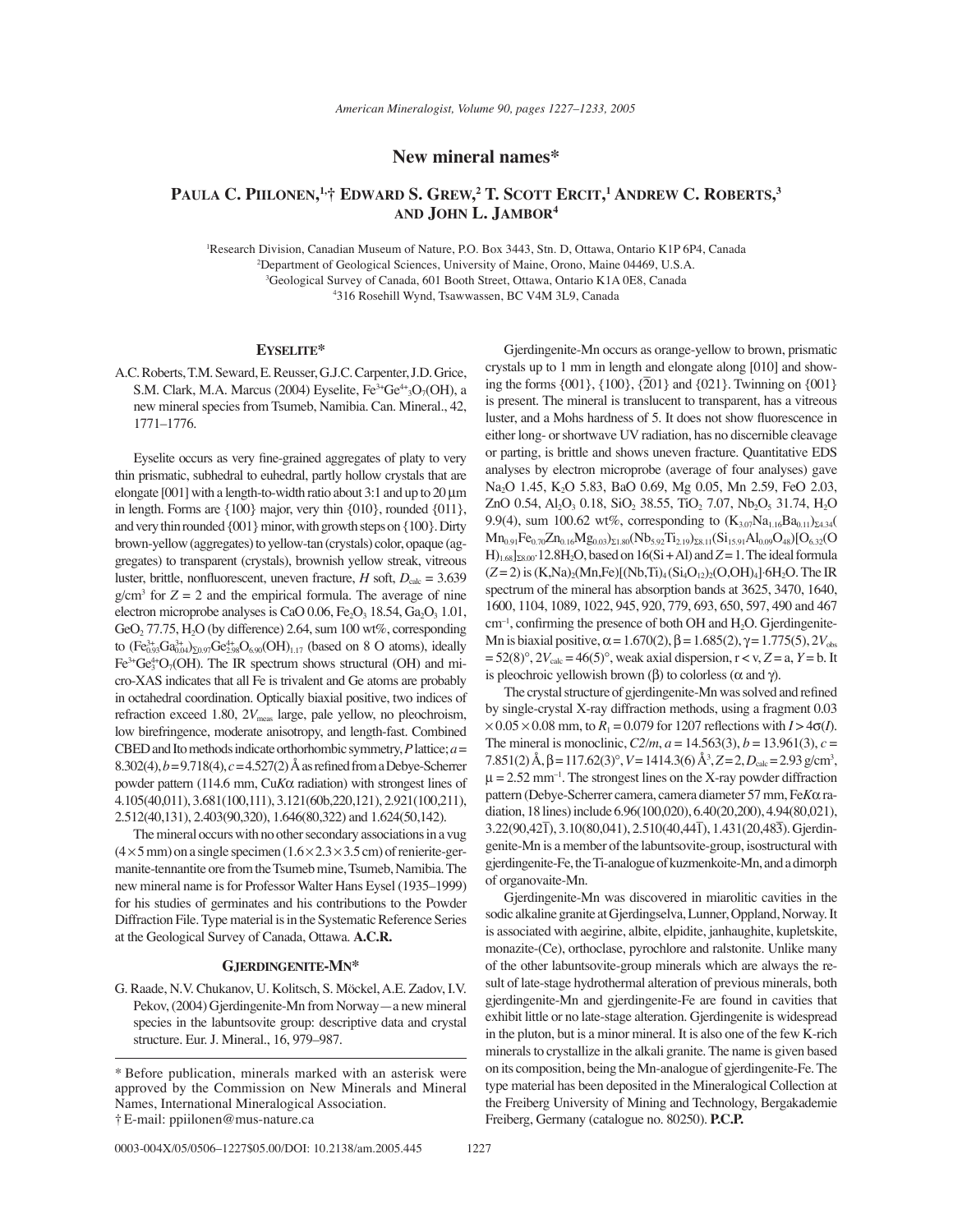# New mineral names*

**Paula C. Piilonen,[1,†] Edward S. Grew,[2] T. Scott Ercit,[1] Andrew C. Roberts,[3] and John L. Jambor[4]**

[1]Research Division, Canadian Museum of Nature, P.O. Box 3443, Stn. D, Ottawa, Ontario K1P 6P4, Canada
[2]Department of Geological Sciences, University of Maine, Orono, Maine 04469, U.S.A.
[3]Geological Survey of Canada, 601 Booth Street, Ottawa, Ontario K1A 0E8, Canada
[4]316 Rosehill Wynd, Tsawwassen, BC V4M 3L9, Canada

## Eyselite*

A.C. Roberts, T.M. Seward, E. Reusser, G.J.C. Carpenter, J.D. Grice, S.M. Clark, M.A. Marcus (2004) Eyselite, $Fe^{3+}Ge^{4+}_3O_7(OH)$, a new mineral species from Tsumeb, Namibia. Can. Mineral., 42, 1771–1776.

Eyselite occurs as very fine-grained aggregates of platy to very thin prismatic, subhedral to euhedral, partly hollow crystals that are elongate [001] with a length-to-width ratio about 3:1 and up to 20 μm in length. Forms are {100} major, very thin {010}, rounded {011}, and very thin rounded {001} minor, with growth steps on {100}. Dirty brown-yellow (aggregates) to yellow-tan (crystals) color, opaque (aggregates) to transparent (crystals), brownish yellow streak, vitreous luster, brittle, nonfluorescent, uneven fracture, *H* soft, $D_{calc}$ = 3.639 g/cm$^3$ for $Z$ = 2 and the empirical formula. The average of nine electron microprobe analyses is CaO 0.06, $Fe_2O_3$ 18.54, $Ga_2O_3$ 1.01, $GeO_2$ 77.75, $H_2O$ (by difference) 2.64, sum 100 wt%, corresponding to $(Fe^{3+}_{0.93}Ga^{3+}_{0.04})_{\Sigma 0.97}Ge^{4+}_{2.98}O_{6.90}(OH)_{1.17}$ (based on 8 O atoms), ideally $Fe^{3+}Ge^{4+}_3O_7(OH)$. The IR spectrum shows structural (OH) and micro-XAS indicates that all Fe is trivalent and Ge atoms are probably in octahedral coordination. Optically biaxial positive, two indices of refraction exceed 1.80, $2V_{meas}$ large, pale yellow, no pleochroism, low birefringence, moderate anisotropy, and length-fast. Combined CBED and Ito methods indicate orthorhombic symmetry, *P* lattice; $a$ = 8.302(4), $b$ = 9.718(4), $c$ = 4.527(2) Å as refined from a Debye-Scherrer powder pattern (114.6 mm, Cu$K\alpha$ radiation) with strongest lines of 4.105(40,011), 3.681(100,111), 3.121(60b,220,121), 2.921(100,211), 2.512(40,131), 2.403(90,320), 1.646(80,322) and 1.624(50,142).

The mineral occurs with no other secondary associations in a vug (4 × 5 mm) on a single specimen (1.6 × 2.3 × 3.5 cm) of renierite-germanite-tennantite ore from the Tsumeb mine, Tsumeb, Namibia. The new mineral name is for Professor Walter Hans Eysel (1935–1999) for his studies of germinates and his contributions to the Powder Diffraction File. Type material is in the Systematic Reference Series at the Geological Survey of Canada, Ottawa. **A.C.R.**

## Gjerdingenite-Mn*

G. Raade, N.V. Chukanov, U. Kolitsch, S. Möckel, A.E. Zadov, I.V. Pekov, (2004) Gjerdingenite-Mn from Norway—a new mineral species in the labuntsovite group: descriptive data and crystal structure. Eur. J. Mineral., 16, 979–987.

Gjerdingenite-Mn occurs as orange-yellow to brown, prismatic crystals up to 1 mm in length and elongate along [010] and showing the forms {001}, {100}, {$\bar{2}$01} and {021}. Twinning on {001} is present. The mineral is translucent to transparent, has a vitreous luster, and a Mohs hardness of 5. It does not show fluorescence in either long- or shortwave UV radiation, has no discernible cleavage or parting, is brittle and shows uneven fracture. Quantitative EDS analyses by electron microprobe (average of four analyses) gave $Na_2O$ 1.45, $K_2O$ 5.83, BaO 0.69, Mg 0.05, Mn 2.59, FeO 2.03, ZnO 0.54, $Al_2O_3$ 0.18, $SiO_2$ 38.55, $TiO_2$ 7.07, $Nb_2O_5$ 31.74, $H_2O$ 9.9(4), sum 100.62 wt%, corresponding to $(K_{3.07}Na_{1.16}Ba_{0.11})_{\Sigma 4.34}(Mn_{0.91}Fe_{0.70}Zn_{0.16}Mg_{0.03})_{\Sigma 1.80}(Nb_{5.92}Ti_{2.19})_{\Sigma 8.11}(Si_{15.91}Al_{0.09}O_{48})[O_{6.32}(OH)_{1.68}]_{\Sigma 8.00}\cdot 12.8H_2O$, based on 16(Si + Al) and $Z$ = 1. The ideal formula ($Z$ = 2) is $(K,Na)_2(Mn,Fe)[(Nb,Ti)_4(Si_4O_{12})_2(O,OH)_4]\cdot 6H_2O$. The IR spectrum of the mineral has absorption bands at 3625, 3470, 1640, 1600, 1104, 1089, 1022, 945, 920, 779, 693, 650, 597, 490 and 467 cm$^{-1}$, confirming the presence of both OH and $H_2O$. Gjerdingenite-Mn is biaxial positive, $\alpha$ = 1.670(2), $\beta$ = 1.685(2), $\gamma$ = 1.775(5), $2V_{obs}$ = 52(8)°, $2V_{calc}$ = 46(5)°, weak axial dispersion, $r < v$, $Z = a$, $Y = b$. It is pleochroic yellowish brown ($\beta$) to colorless ($\alpha$ and $\gamma$).

The crystal structure of gjerdingenite-Mn was solved and refined by single-crystal X-ray diffraction methods, using a fragment 0.03 × 0.05 × 0.08 mm, to $R_1$ = 0.079 for 1207 reflections with $I > 4\sigma(I)$. The mineral is monoclinic, $C2/m$, $a$ = 14.563(3), $b$ = 13.961(3), $c$ = 7.851(2) Å, $\beta$ = 117.62(3)°, $V$ = 1414.3(6) Å$^3$, $Z$ = 2, $D_{calc}$ = 2.93 g/cm$^3$, $\mu$ = 2.52 mm$^{-1}$. The strongest lines on the X-ray powder diffraction pattern (Debye-Scherrer camera, camera diameter 57 mm, Fe$K\alpha$ radiation, 18 lines) include 6.96(100,020), 6.40(20,200), 4.94(80,021), 3.22(90,42$\bar{1}$), 3.10(80,041), 2.510(40,44$\bar{1}$), 1.431(20,48$\bar{3}$). Gjerdingenite-Mn is a member of the labuntsovite-group, isostructural with gjerdingenite-Fe, the Ti-analogue of kuzmenkoite-Mn, and a dimorph of organovaite-Mn.

Gjerdingenite-Mn was discovered in miarolitic cavities in the sodic alkaline granite at Gjerdingselva, Lunner, Oppland, Norway. It is associated with aegirine, albite, elpidite, janhaughite, kupletskite, monazite-(Ce), orthoclase, pyrochlore and ralstonite. Unlike many of the other labuntsovite-group minerals which are always the result of late-stage hydrothermal alteration of previous minerals, both gjerdingenite-Mn and gjerdingenite-Fe are found in cavities that exhibit little or no late-stage alteration. Gjerdingenite is widespread in the pluton, but is a minor mineral. It is also one of the few K-rich minerals to crystallize in the alkali granite. The name is given based on its composition, being the Mn-analogue of gjerdingenite-Fe. The type material has been deposited in the Mineralogical Collection at the Freiberg University of Mining and Technology, Bergakademie Freiberg, Germany (catalogue no. 80250). **P.C.P.**

---

\* Before publication, minerals marked with an asterisk were approved by the Commission on New Minerals and Mineral Names, International Mineralogical Association.
† E-mail: ppiilonen@mus-nature.ca

0003-004X/05/0506–1227$05.00/DOI: 10.2138/am.2005.445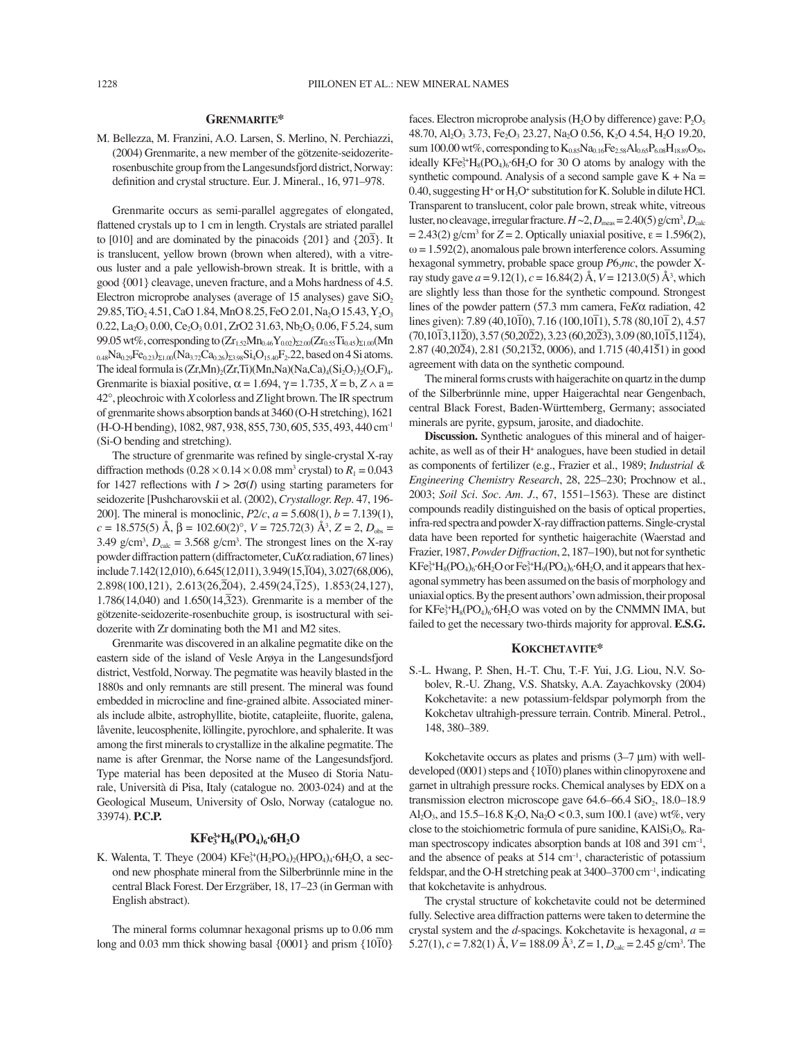## Grenmarite*

M. Bellezza, M. Franzini, A.O. Larsen, S. Merlino, N. Perchiazzi, (2004) Grenmarite, a new member of the götzenite-seidozerite-rosenbuschite group from the Langesundsfjord district, Norway: definition and crystal structure. Eur. J. Mineral., 16, 971–978.

Grenmarite occurs as semi-parallel aggregates of elongated, flattened crystals up to 1 cm in length. Crystals are striated parallel to [010] and are dominated by the pinacoids {201} and {20$\bar{3}$}. It is translucent, yellow brown (brown when altered), with a vitreous luster and a pale yellowish-brown streak. It is brittle, with a good {001} cleavage, uneven fracture, and a Mohs hardness of 4.5. Electron microprobe analyses (average of 15 analyses) gave $SiO_2$ 29.85, $TiO_2$ 4.51, CaO 1.84, MnO 8.25, FeO 2.01, $Na_2O$ 15.43, $Y_2O_3$ 0.22, $La_2O_3$ 0.00, $Ce_2O_3$ 0.01, ZrO2 31.63, $Nb_2O_5$ 0.06, F 5.24, sum 99.05 wt%, corresponding to $(Zr_{1.52}Mn_{0.46}Y_{0.02})_{\Sigma 2.00}(Zr_{0.55}Ti_{0.45})_{\Sigma 1.00}(Mn_{0.48}Na_{0.29}Fe_{0.23})_{\Sigma 1.00}(Na_{3.72}Ca_{0.26})_{\Sigma 3.98}Si_4O_{15.40}F_{2.}22$, based on 4 Si atoms. The ideal formula is $(Zr,Mn)_2(Zr,Ti)(Mn,Na)(Na,Ca)_4(Si_2O_7)_2(O,F)_4$. Grenmarite is biaxial positive, α = 1.694, γ = 1.735, *X* = b, *Z* ∧ a = 42°, pleochroic with *X* colorless and *Z* light brown. The IR spectrum of grenmarite shows absorption bands at 3460 (O-H stretching), 1621 (H-O-H bending), 1082, 987, 938, 855, 730, 605, 535, 493, 440 cm$^{-1}$ (Si-O bending and stretching).

The structure of grenmarite was refined by single-crystal X-ray diffraction methods (0.28 × 0.14 × 0.08 mm$^3$ crystal) to $R_1$ = 0.043 for 1427 reflections with $I > 2\sigma(I)$ using starting parameters for seidozerite [Pushcharovskii et al. (2002), *Crystallogr. Rep*. 47, 196-200]. The mineral is monoclinic, *P*2/*c*, *a* = 5.608(1), *b* = 7.139(1), *c* = 18.575(5) Å, β = 102.60(2)°, *V* = 725.72(3) Å$^3$, *Z* = 2, $D_{obs}$ = 3.49 g/cm$^3$, $D_{calc}$ = 3.568 g/cm$^3$. The strongest lines on the X-ray powder diffraction pattern (diffractometer, Cu*K*α radiation, 67 lines) include 7.142(12,010), 6.645(12,011), 3.949(15,$\bar{1}$04), 3.027(68,006), 2.898(100,121), 2.613(26,$\bar{2}$04), 2.459(24,$\bar{1}$25), 1.853(24,127), 1.786(14,040) and 1.650(14,$\bar{3}$23). Grenmarite is a member of the götzenite-seidozerite-rosenbuchite group, is isostructural with seidozerite with Zr dominating both the M1 and M2 sites.

Grenmarite was discovered in an alkaline pegmatite dike on the eastern side of the island of Vesle Arøya in the Langesundsfjord district, Vestfold, Norway. The pegmatite was heavily blasted in the 1880s and only remnants are still present. The mineral was found embedded in microcline and fine-grained albite. Associated minerals include albite, astrophyllite, biotite, catapleiite, fluorite, galena, låvenite, leucosphenite, löllingite, pyrochlore, and sphalerite. It was among the first minerals to crystallize in the alkaline pegmatite. The name is after Grenmar, the Norse name of the Langesundsfjord. Type material has been deposited at the Museo di Storia Naturale, Università di Pisa, Italy (catalogue no. 2003-024) and at the Geological Museum, University of Oslo, Norway (catalogue no. 33974). **P.C.P.**

## $KFe^{3+}_3H_8(PO_4)_6 \cdot 6H_2O$

K. Walenta, T. Theye (2004) $KFe^{3+}_3(H_2PO_4)_2(HPO_4)_4 \cdot 6H_2O$, a second new phosphate mineral from the Silberbrünnle mine in the central Black Forest. Der Erzgräber, 18, 17–23 (in German with English abstract).

The mineral forms columnar hexagonal prisms up to 0.06 mm long and 0.03 mm thick showing basal {0001} and prism {10$\bar{1}$0} faces. Electron microprobe analysis ($H_2O$ by difference) gave: $P_2O_5$ 48.70, $Al_2O_3$ 3.73, $Fe_2O_3$ 23.27, $Na_2O$ 0.56, $K_2O$ 4.54, $H_2O$ 19.20, sum 100.00 wt%, corresponding to $K_{0.85}Na_{0.16}Fe_{2.58}Al_{0.65}P_{6.08}H_{18.89}O_{30}$, ideally $KFe^{3+}_3H_8(PO_4)_6 \cdot 6H_2O$ for 30 O atoms by analogy with the synthetic compound. Analysis of a second sample gave K + Na = 0.40, suggesting $H^+$ or $H_3O^+$ substitution for K. Soluble in dilute HCl. Transparent to translucent, color pale brown, streak white, vitreous luster, no cleavage, irregular fracture. *H* ~2, $D_{meas}$ = 2.40(5) g/cm$^3$, $D_{calc}$ = 2.43(2) g/cm$^3$ for *Z* = 2. Optically uniaxial positive, ε = 1.596(2), ω = 1.592(2), anomalous pale brown interference colors. Assuming hexagonal symmetry, probable space group *P*6$_3$*mc*, the powder X-ray study gave *a* = 9.12(1), *c* = 16.84(2) Å, *V* = 1213.0(5) Å$^3$, which are slightly less than those for the synthetic compound. Strongest lines of the powder pattern (57.3 mm camera, Fe*K*α radiation, 42 lines given): 7.89 (40,10$\bar{1}$0), 7.16 (100,10$\bar{1}$1), 5.78 (80,10$\bar{1}$ 2), 4.57 (70,10$\bar{1}$3,11$\bar{2}$0), 3.57 (50,20$\bar{2}$2), 3.23 (60,20$\bar{2}$3), 3.09 (80,10$\bar{1}$5,11$\bar{2}$4), 2.87 (40,20$\bar{2}$4), 2.81 (50,21$\bar{3}$2, 0006), and 1.715 (40,41$\bar{5}$1) in good agreement with data on the synthetic compound.

The mineral forms crusts with haigerachite on quartz in the dump of the Silberbrünnle mine, upper Haigerachtal near Gengenbach, central Black Forest, Baden-Württemberg, Germany; associated minerals are pyrite, gypsum, jarosite, and diadochite.

**Discussion.** Synthetic analogues of this mineral and of haigerachite, as well as of their $H^+$ analogues, have been studied in detail as components of fertilizer (e.g., Frazier et al., 1989; *Industrial & Engineering Chemistry Research*, 28, 225–230; Prochnow et al., 2003; *Soil Sci. Soc. Am. J*., 67, 1551–1563). These are distinct compounds readily distinguished on the basis of optical properties, infra-red spectra and powder X-ray diffraction patterns. Single-crystal data have been reported for synthetic haigerachite (Waerstad and Frazier, 1987, *Powder Diffraction*, 2, 187–190), but not for synthetic $KFe^{3+}_3H_8(PO_4)_6 \cdot 6H_2O$ or $Fe^{3+}_3H_9(PO_4)_6 \cdot 6H_2O$, and it appears that hexagonal symmetry has been assumed on the basis of morphology and uniaxial optics. By the present authors' own admission, their proposal for $KFe^{3+}_3H_8(PO_4)_6 \cdot 6H_2O$ was voted on by the CNMMN IMA, but failed to get the necessary two-thirds majority for approval. **E.S.G.**

## Kokchetavite*

S.-L. Hwang, P. Shen, H.-T. Chu, T.-F. Yui, J.G. Liou, N.V. Sobolev, R.-U. Zhang, V.S. Shatsky, A.A. Zayachkovsky (2004) Kokchetavite: a new potassium-feldspar polymorph from the Kokchetav ultrahigh-pressure terrain. Contrib. Mineral. Petrol., 148, 380–389.

Kokchetavite occurs as plates and prisms (3–7 μm) with well-developed (0001) steps and {10$\bar{1}$0} planes within clinopyroxene and garnet in ultrahigh pressure rocks. Chemical analyses by EDX on a transmission electron microscope gave 64.6–66.4 $SiO_2$, 18.0–18.9 $Al_2O_3$, and 15.5–16.8 $K_2O$, $Na_2O$ < 0.3, sum 100.1 (ave) wt%, very close to the stoichiometric formula of pure sanidine, $KAlSi_3O_8$. Raman spectroscopy indicates absorption bands at 108 and 391 cm$^{-1}$, and the absence of peaks at 514 cm$^{-1}$, characteristic of potassium feldspar, and the O-H stretching peak at 3400–3700 cm$^{-1}$, indicating that kokchetavite is anhydrous.

The crystal structure of kokchetavite could not be determined fully. Selective area diffraction patterns were taken to determine the crystal system and the *d*-spacings. Kokchetavite is hexagonal, *a* = 5.27(1), *c* = 7.82(1) Å, *V* = 188.09 Å$^3$, *Z* = 1, $D_{calc}$ = 2.45 g/cm$^3$. The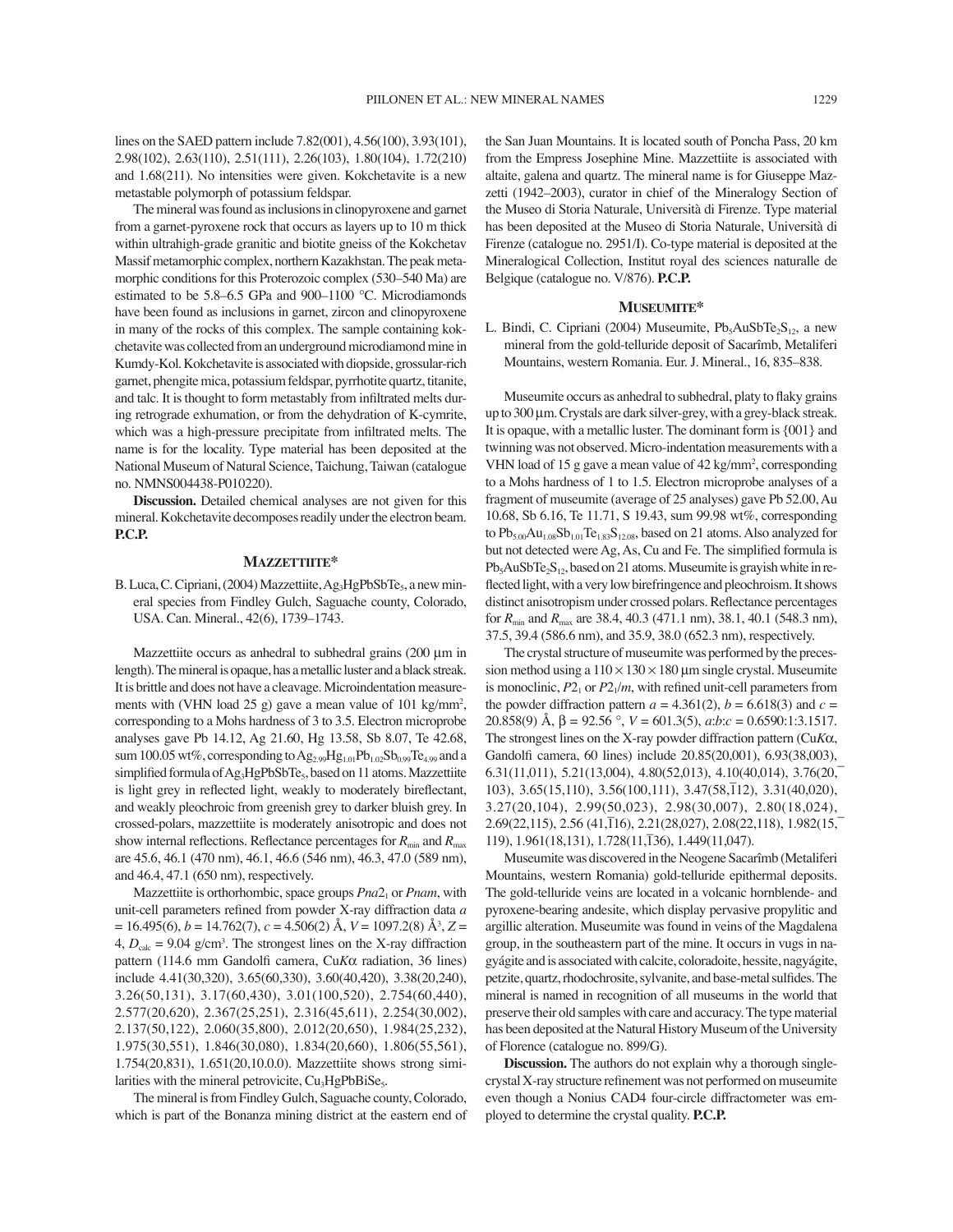lines on the SAED pattern include 7.82(001), 4.56(100), 3.93(101), 2.98(102), 2.63(110), 2.51(111), 2.26(103), 1.80(104), 1.72(210) and 1.68(211). No intensities were given. Kokchetavite is a new metastable polymorph of potassium feldspar.

The mineral was found as inclusions in clinopyroxene and garnet from a garnet-pyroxene rock that occurs as layers up to 10 m thick within ultrahigh-grade granitic and biotite gneiss of the Kokchetav Massif metamorphic complex, northern Kazakhstan. The peak metamorphic conditions for this Proterozoic complex (530–540 Ma) are estimated to be 5.8–6.5 GPa and 900–1100 °C. Microdiamonds have been found as inclusions in garnet, zircon and clinopyroxene in many of the rocks of this complex. The sample containing kokchetavite was collected from an underground microdiamond mine in Kumdy-Kol. Kokchetavite is associated with diopside, grossular-rich garnet, phengite mica, potassium feldspar, pyrrhotite quartz, titanite, and talc. It is thought to form metastably from infiltrated melts during retrograde exhumation, or from the dehydration of K-cymrite, which was a high-pressure precipitate from infiltrated melts. The name is for the locality. Type material has been deposited at the National Museum of Natural Science, Taichung, Taiwan (catalogue no. NMNS004438-P010220).

**Discussion.** Detailed chemical analyses are not given for this mineral. Kokchetavite decomposes readily under the electron beam. **P.C.P.**

## Mazzettiite*

B. Luca, C. Cipriani, (2004) Mazzettiite, $Ag_3HgPbSbTe_5$, a new mineral species from Findley Gulch, Saguache county, Colorado, USA. Can. Mineral., 42(6), 1739–1743.

Mazzettiite occurs as anhedral to subhedral grains (200 μm in length). The mineral is opaque, has a metallic luster and a black streak. It is brittle and does not have a cleavage. Microindentation measurements with (VHN load 25 g) gave a mean value of 101 kg/mm$^2$, corresponding to a Mohs hardness of 3 to 3.5. Electron microprobe analyses gave Pb 14.12, Ag 21.60, Hg 13.58, Sb 8.07, Te 42.68, sum 100.05 wt%, corresponding to $Ag_{2.99}Hg_{1.01}Pb_{1.02}Sb_{0.99}Te_{4.99}$ and a simplified formula of $Ag_3HgPbSbTe_5$, based on 11 atoms. Mazzettiite is light grey in reflected light, weakly to moderately bireflectant, and weakly pleochroic from greenish grey to darker bluish grey. In crossed-polars, mazzettiite is moderately anisotropic and does not show internal reflections. Reflectance percentages for $R_{min}$ and $R_{max}$ are 45.6, 46.1 (470 nm), 46.1, 46.6 (546 nm), 46.3, 47.0 (589 nm), and 46.4, 47.1 (650 nm), respectively.

Mazzettiite is orthorhombic, space groups $Pna2_1$ or $Pnam$, with unit-cell parameters refined from powder X-ray diffraction data $a$ = 16.495(6), $b$ = 14.762(7), $c$ = 4.506(2) Å, $V$ = 1097.2(8) Å$^3$, $Z$ = 4, $D_{calc}$ = 9.04 g/cm$^3$. The strongest lines on the X-ray diffraction pattern (114.6 mm Gandolfi camera, Cu$K\alpha$ radiation, 36 lines) include 4.41(30,320), 3.65(60,330), 3.60(40,420), 3.38(20,240), 3.26(50,131), 3.17(60,430), 3.01(100,520), 2.754(60,440), 2.577(20,620), 2.367(25,251), 2.316(45,611), 2.254(30,002), 2.137(50,122), 2.060(35,800), 2.012(20,650), 1.984(25,232), 1.975(30,551), 1.846(30,080), 1.834(20,660), 1.806(55,561), 1.754(20,831), 1.651(20,10.0.0). Mazzettiite shows strong similarities with the mineral petrovicite, $Cu_3HgPbBiSe_5$.

The mineral is from Findley Gulch, Saguache county, Colorado, which is part of the Bonanza mining district at the eastern end of the San Juan Mountains. It is located south of Poncha Pass, 20 km from the Empress Josephine Mine. Mazzettiite is associated with altaite, galena and quartz. The mineral name is for Giuseppe Mazzetti (1942–2003), curator in chief of the Mineralogy Section of the Museo di Storia Naturale, Università di Firenze. Type material has been deposited at the Museo di Storia Naturale, Università di Firenze (catalogue no. 2951/I). Co-type material is deposited at the Mineralogical Collection, Institut royal des sciences naturalle de Belgique (catalogue no. V/876). **P.C.P.**

## Museumite*

L. Bindi, C. Cipriani (2004) Museumite, $Pb_5AuSbTe_2S_{12}$, a new mineral from the gold-telluride deposit of Sacarîmb, Metaliferi Mountains, western Romania. Eur. J. Mineral., 16, 835–838.

Museumite occurs as anhedral to subhedral, platy to flaky grains up to 300 μm. Crystals are dark silver-grey, with a grey-black streak. It is opaque, with a metallic luster. The dominant form is {001} and twinning was not observed. Micro-indentation measurements with a VHN load of 15 g gave a mean value of 42 kg/mm$^2$, corresponding to a Mohs hardness of 1 to 1.5. Electron microprobe analyses of a fragment of museumite (average of 25 analyses) gave Pb 52.00, Au 10.68, Sb 6.16, Te 11.71, S 19.43, sum 99.98 wt%, corresponding to $Pb_{5.00}Au_{1.08}Sb_{1.01}Te_{1.83}S_{12.08}$, based on 21 atoms. Also analyzed for but not detected were Ag, As, Cu and Fe. The simplified formula is $Pb_5AuSbTe_2S_{12}$, based on 21 atoms. Museumite is grayish white in reflected light, with a very low birefringence and pleochroism. It shows distinct anisotropism under crossed polars. Reflectance percentages for $R_{min}$ and $R_{max}$ are 38.4, 40.3 (471.1 nm), 38.1, 40.1 (548.3 nm), 37.5, 39.4 (586.6 nm), and 35.9, 38.0 (652.3 nm), respectively.

The crystal structure of museumite was performed by the precession method using a 110 × 130 × 180 μm single crystal. Museumite is monoclinic, $P2_1$ or $P2_1/m$, with refined unit-cell parameters from the powder diffraction pattern $a$ = 4.361(2), $b$ = 6.618(3) and $c$ = 20.858(9) Å, β = 92.56 °, $V$ = 601.3(5), $a$:$b$:$c$ = 0.6590:1:3.1517. The strongest lines on the X-ray powder diffraction pattern (Cu$K\alpha$, Gandolfi camera, 60 lines) include 20.85(20,001), 6.93(38,003), 6.31(11,011), 5.21(13,004), 4.80(52,013), 4.10(40,014), 3.76(20,$\bar{1}$03), 3.65(15,110), 3.56(100,111), 3.47(58,$\bar{1}$12), 3.31(40,020), 3.27(20,104), 2.99(50,023), 2.98(30,007), 2.80(18,024), 2.69(22,115), 2.56 (41,$\bar{1}$16), 2.21(28,027), 2.08(22,118), 1.982(15,$\bar{1}$19), 1.961(18,131), 1.728(11,$\bar{1}$36), 1.449(11,047).

Museumite was discovered in the Neogene Sacarîmb (Metaliferi Mountains, western Romania) gold-telluride epithermal deposits. The gold-telluride veins are located in a volcanic hornblende- and pyroxene-bearing andesite, which display pervasive propylitic and argillic alteration. Museumite was found in veins of the Magdalena group, in the southeastern part of the mine. It occurs in vugs in nagyágite and is associated with calcite, coloradoite, hessite, nagyágite, petzite, quartz, rhodochrosite, sylvanite, and base-metal sulfides. The mineral is named in recognition of all museums in the world that preserve their old samples with care and accuracy. The type material has been deposited at the Natural History Museum of the University of Florence (catalogue no. 899/G).

**Discussion.** The authors do not explain why a thorough single-crystal X-ray structure refinement was not performed on museumite even though a Nonius CAD4 four-circle diffractometer was employed to determine the crystal quality. **P.C.P.**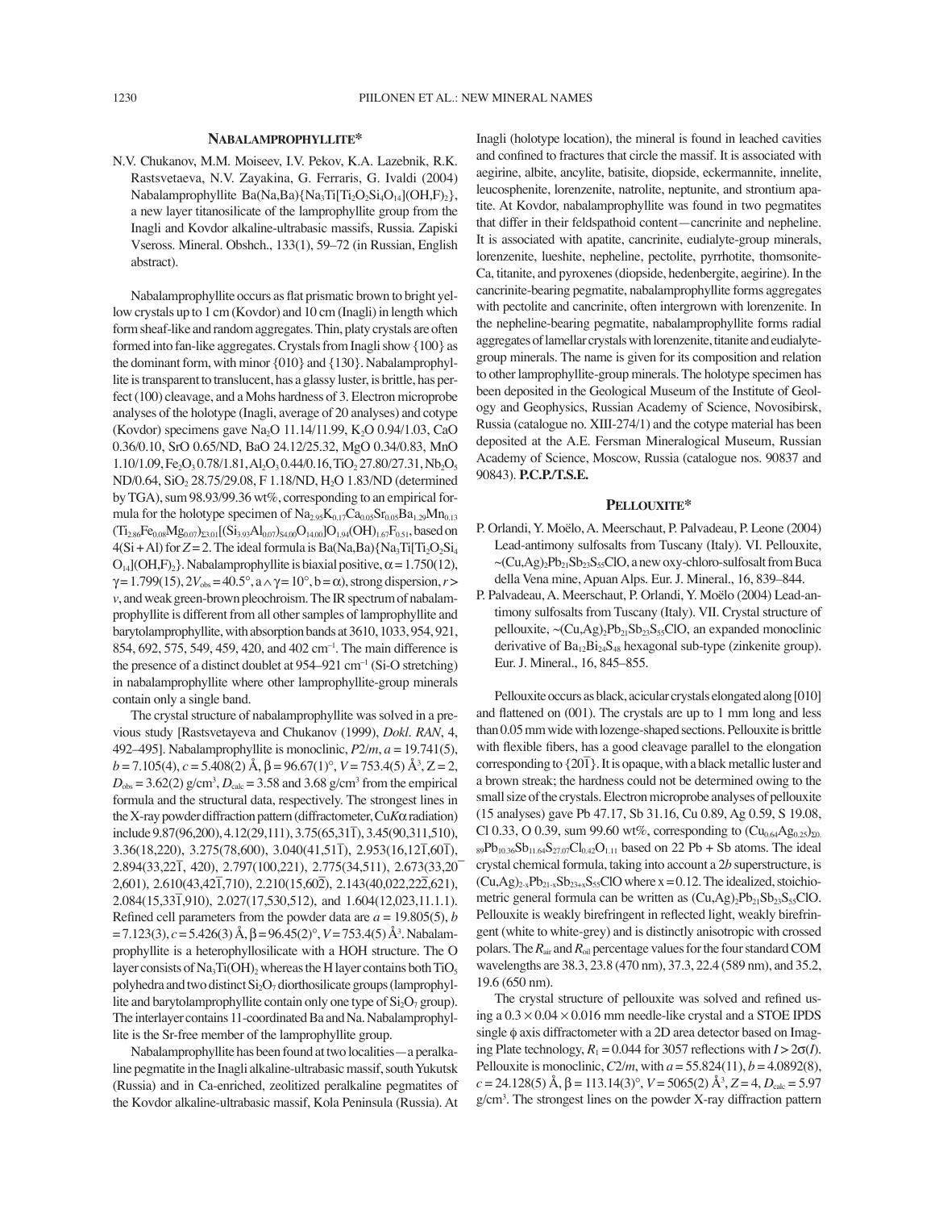## NABALAMPROPHYLLITE*

N.V. Chukanov, M.M. Moiseev, I.V. Pekov, K.A. Lazebnik, R.K. Rastsvetaeva, N.V. Zayakina, G. Ferraris, G. Ivaldi (2004) Nabalamprophyllite $Ba(Na,Ba)\{Na_3Ti[Ti_2O_2Si_4O_{14}](OH,F)_2\}$, a new layer titanosilicate of the lamprophyllite group from the Inagli and Kovdor alkaline-ultrabasic massifs, Russia. Zapiski Vseross. Mineral. Obshch., 133(1), 59–72 (in Russian, English abstract).

Nabalamprophyllite occurs as flat prismatic brown to bright yellow crystals up to 1 cm (Kovdor) and 10 cm (Inagli) in length which form sheaf-like and random aggregates. Thin, platy crystals are often formed into fan-like aggregates. Crystals from Inagli show {100} as the dominant form, with minor {010} and {130}. Nabalamprophyllite is transparent to translucent, has a glassy luster, is brittle, has perfect (100) cleavage, and a Mohs hardness of 3. Electron microprobe analyses of the holotype (Inagli, average of 20 analyses) and cotype (Kovdor) specimens gave $Na_2O$ 11.14/11.99, $K_2O$ 0.94/1.03, CaO 0.36/0.10, SrO 0.65/ND, BaO 24.12/25.32, MgO 0.34/0.83, MnO 1.10/1.09, $Fe_2O_3$ 0.78/1.81, $Al_2O_3$ 0.44/0.16, $TiO_2$ 27.80/27.31, $Nb_2O_5$ ND/0.64, $SiO_2$ 28.75/29.08, F 1.18/ND, $H_2O$ 1.83/ND (determined by TGA), sum 98.93/99.36 wt%, corresponding to an empirical formula for the holotype specimen of $Na_{2.95}K_{0.17}Ca_{0.05}Sr_{0.05}Ba_{1.29}Mn_{0.13}(Ti_{2.86}Fe_{0.08}Mg_{0.07})_{\Sigma 3.01}[(Si_{3.93}Al_{0.07})_{\Sigma 4.00}O_{14.00}]O_{1.94}(OH)_{1.67}F_{0.51}$, based on 4(Si + Al) for $Z = 2$. The ideal formula is $Ba(Na,Ba)\{Na_3Ti[Ti_2O_2Si_4O_{14}](OH,F)_2\}$. Nabalamprophyllite is biaxial positive, $\alpha = 1.750(12)$, $\gamma = 1.799(15)$, $2V_{obs} = 40.5°$, $a \wedge \gamma = 10°$, $b = \alpha$), strong dispersion, $r > v$, and weak green-brown pleochroism. The IR spectrum of nabalamprophyllite is different from all other samples of lamprophyllite and barytolamprophyllite, with absorption bands at 3610, 1033, 954, 921, 854, 692, 575, 549, 459, 420, and 402 $cm^{-1}$. The main difference is the presence of a distinct doublet at 954–921 $cm^{-1}$ (Si-O stretching) in nabalamprophyllite where other lamprophyllite-group minerals contain only a single band.

The crystal structure of nabalamprophyllite was solved in a previous study [Rastsvetayeva and Chukanov (1999), *Dokl. RAN*, 4, 492–495]. Nabalamprophyllite is monoclinic, $P2/m$, $a = 19.741(5)$, $b = 7.105(4)$, $c = 5.408(2)$ Å, $\beta = 96.67(1)°$, $V = 753.4(5)$ Å$^3$, Z = 2, $D_{obs} = 3.62(2)$ g/cm$^3$, $D_{calc} = 3.58$ and 3.68 g/cm$^3$ from the empirical formula and the structural data, respectively. The strongest lines in the X-ray powder diffraction pattern (diffractometer, Cu$K\alpha$ radiation) include 9.87(96,200), 4.12(29,111), 3.75(65,31$\bar{1}$), 3.45(90,311,510), 3.36(18,220), 3.275(78,600), 3.040(41,51$\bar{1}$), 2.953(16,12$\bar{1}$,60$\bar{1}$), 2.894(33,22$\bar{1}$, 420), 2.797(100,221), 2.775(34,511), 2.673(33,20$\bar{2}$,601), 2.610(43,42$\bar{1}$,710), 2.210(15,60$\bar{2}$), 2.143(40,022,22$\bar{2}$,621), 2.084(15,33$\bar{1}$,910), 2.027(17,530,512), and 1.604(12,023,11.1.1). Refined cell parameters from the powder data are $a = 19.805(5)$, $b = 7.123(3)$, $c = 5.426(3)$ Å, $\beta = 96.45(2)°$, $V = 753.4(5)$ Å$^3$. Nabalamprophyllite is a heterophyllosilicate with a HOH structure. The O layer consists of $Na_3Ti(OH)_2$ whereas the H layer contains both $TiO_5$ polyhedra and two distinct $Si_2O_7$ diorthosilicate groups (lamprophyllite and barytolamprophyllite contain only one type of $Si_2O_7$ group). The interlayer contains 11-coordinated Ba and Na. Nabalamprophyllite is the Sr-free member of the lamprophyllite group.

Nabalamprophyllite has been found at two localities—a peralkaline pegmatite in the Inagli alkaline-ultrabasic massif, south Yukutsk (Russia) and in Ca-enriched, zeolitized peralkaline pegmatites of the Kovdor alkaline-ultrabasic massif, Kola Peninsula (Russia). At Inagli (holotype location), the mineral is found in leached cavities and confined to fractures that circle the massif. It is associated with aegirine, albite, ancylite, batisite, diopside, eckermannite, innelite, leucosphenite, lorenzenite, natrolite, neptunite, and strontium apatite. At Kovdor, nabalamprophyllite was found in two pegmatites that differ in their feldspathoid content—cancrinite and nepheline. It is associated with apatite, cancrinite, eudialyte-group minerals, lorenzenite, lueshite, nepheline, pectolite, pyrrhotite, thomsonite-Ca, titanite, and pyroxenes (diopside, hedenbergite, aegirine). In the cancrinite-bearing pegmatite, nabalamprophyllite forms aggregates with pectolite and cancrinite, often intergrown with lorenzenite. In the nepheline-bearing pegmatite, nabalamprophyllite forms radial aggregates of lamellar crystals with lorenzenite, titanite and eudialyte-group minerals. The name is given for its composition and relation to other lamprophyllite-group minerals. The holotype specimen has been deposited in the Geological Museum of the Institute of Geology and Geophysics, Russian Academy of Science, Novosibirsk, Russia (catalogue no. XIII-274/1) and the cotype material has been deposited at the A.E. Fersman Mineralogical Museum, Russian Academy of Science, Moscow, Russia (catalogue nos. 90837 and 90843). **P.C.P./T.S.E.**

## PELLOUXITE*

P. Orlandi, Y. Moëlo, A. Meerschaut, P. Palvadeau, P. Leone (2004) Lead-antimony sulfosalts from Tuscany (Italy). VI. Pellouxite, $\sim(Cu,Ag)_2Pb_{21}Sb_{23}S_{55}ClO$, a new oxy-chloro-sulfosalt from Buca della Vena mine, Apuan Alps. Eur. J. Mineral., 16, 839–844.

P. Palvadeau, A. Meerschaut, P. Orlandi, Y. Moëlo (2004) Lead-antimony sulfosalts from Tuscany (Italy). VII. Crystal structure of pellouxite, $\sim(Cu,Ag)_2Pb_{21}Sb_{23}S_{55}ClO$, an expanded monoclinic derivative of $Ba_{12}Bi_{24}S_{48}$ hexagonal sub-type (zinkenite group). Eur. J. Mineral., 16, 845–855.

Pellouxite occurs as black, acicular crystals elongated along [010] and flattened on (001). The crystals are up to 1 mm long and less than 0.05 mm wide with lozenge-shaped sections. Pellouxite is brittle with flexible fibers, has a good cleavage parallel to the elongation corresponding to {20$\bar{1}$}. It is opaque, with a black metallic luster and a brown streak; the hardness could not be determined owing to the small size of the crystals. Electron microprobe analyses of pellouxite (15 analyses) gave Pb 47.17, Sb 31.16, Cu 0.89, Ag 0.59, S 19.08, Cl 0.33, O 0.39, sum 99.60 wt%, corresponding to $(Cu_{0.64}Ag_{0.25})_{\Sigma 0.89}Pb_{10.36}Sb_{11.64}S_{27.07}Cl_{0.42}O_{1.11}$ based on 22 Pb + Sb atoms. The ideal crystal chemical formula, taking into account a 2$b$ superstructure, is $(Cu,Ag)_{2-x}Pb_{21-x}Sb_{23+x}S_{55}ClO$ where x = 0.12. The idealized, stoichiometric general formula can be written as $(Cu,Ag)_2Pb_{21}Sb_{23}S_{55}ClO$. Pellouxite is weakly birefringent in reflected light, weakly birefringent (white to white-grey) and is distinctly anisotropic with crossed polars. The $R_{air}$ and $R_{oil}$ percentage values for the four standard COM wavelengths are 38.3, 23.8 (470 nm), 37.3, 22.4 (589 nm), and 35.2, 19.6 (650 nm).

The crystal structure of pellouxite was solved and refined using a 0.3 × 0.04 × 0.016 mm needle-like crystal and a STOE IPDS single $\phi$ axis diffractometer with a 2D area detector based on Imaging Plate technology, $R_1 = 0.044$ for 3057 reflections with $I > 2\sigma(I)$. Pellouxite is monoclinic, $C2/m$, with $a = 55.824(11)$, $b = 4.0892(8)$, $c = 24.128(5)$ Å, $\beta = 113.14(3)°$, $V = 5065(2)$ Å$^3$, $Z = 4$, $D_{calc} = 5.97$ g/cm$^3$. The strongest lines on the powder X-ray diffraction pattern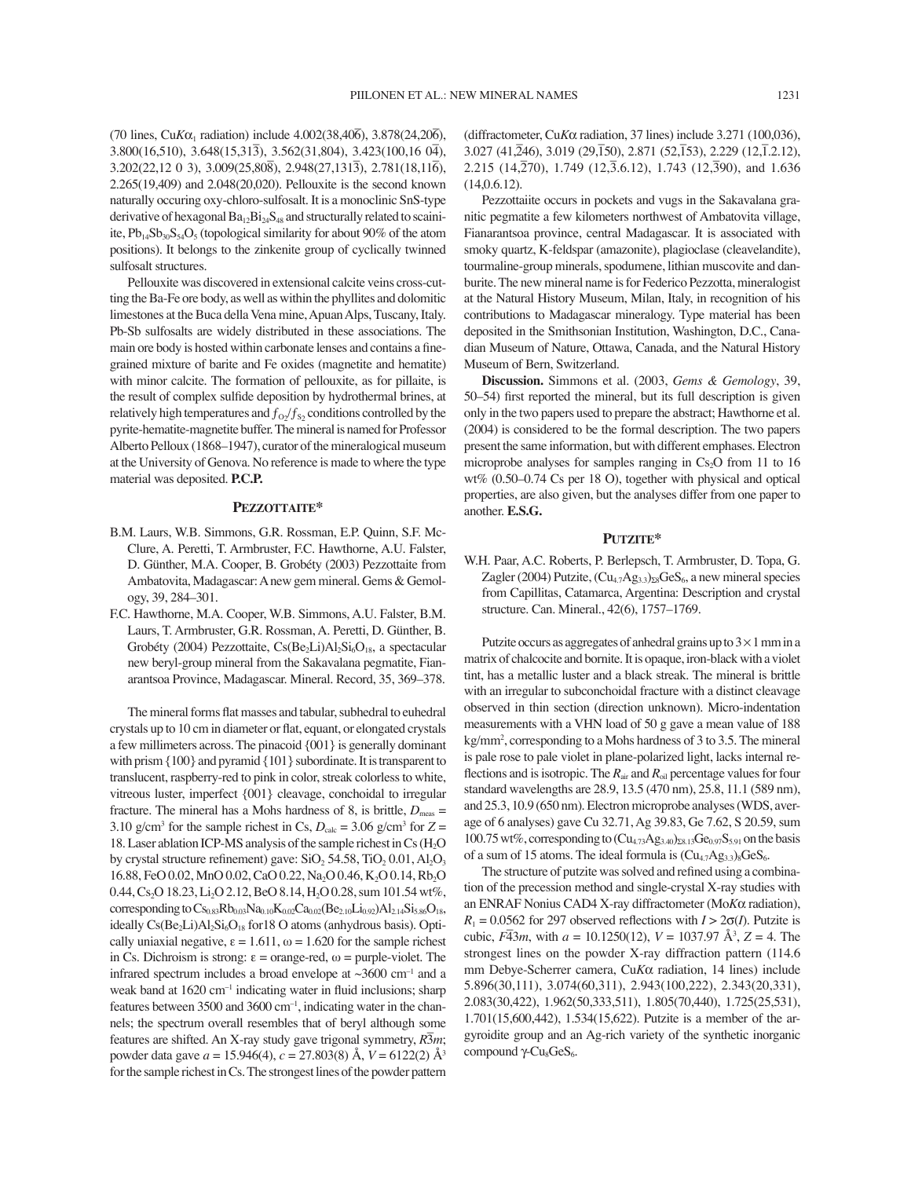(70 lines, Cu$K\alpha_1$ radiation) include 4.002(38,$40\overline{6}$), 3.878(24,$20\overline{6}$), 3.800(16,510), 3.648(15,$31\overline{3}$), 3.562(31,804), 3.423(100,16 $0\overline{4}$), 3.202(22,12 0 3), 3.009(25,$80\overline{8}$), 2.948(27,$131\overline{3}$), 2.781(18,$11\overline{6}$), 2.265(19,409) and 2.048(20,020). Pellouxite is the second known naturally occuring oxy-chloro-sulfosalt. It is a monoclinic SnS-type derivative of hexagonal $Ba_{12}Bi_{24}S_{48}$ and structurally related to scainite, $Pb_{14}Sb_{30}S_{54}O_5$ (topological similarity for about 90% of the atom positions). It belongs to the zinkenite group of cyclically twinned sulfosalt structures.

Pellouxite was discovered in extensional calcite veins cross-cutting the Ba-Fe ore body, as well as within the phyllites and dolomitic limestones at the Buca della Vena mine, Apuan Alps, Tuscany, Italy. Pb-Sb sulfosalts are widely distributed in these associations. The main ore body is hosted within carbonate lenses and contains a fine-grained mixture of barite and Fe oxides (magnetite and hematite) with minor calcite. The formation of pellouxite, as for pillaite, is the result of complex sulfide deposition by hydrothermal brines, at relatively high temperatures and $f_{O_2}/f_{S_2}$ conditions controlled by the pyrite-hematite-magnetite buffer. The mineral is named for Professor Alberto Pelloux (1868–1947), curator of the mineralogical museum at the University of Genova. No reference is made to where the type material was deposited. **P.C.P.**

## PEZZOTTAITE*

B.M. Laurs, W.B. Simmons, G.R. Rossman, E.P. Quinn, S.F. McClure, A. Peretti, T. Armbruster, F.C. Hawthorne, A.U. Falster, D. Günther, M.A. Cooper, B. Grobéty (2003) Pezzottaite from Ambatovita, Madagascar: A new gem mineral. Gems & Gemology, 39, 284–301.

F.C. Hawthorne, M.A. Cooper, W.B. Simmons, A.U. Falster, B.M. Laurs, T. Armbruster, G.R. Rossman, A. Peretti, D. Günther, B. Grobéty (2004) Pezzottaite, $Cs(Be_2Li)Al_2Si_6O_{18}$, a spectacular new beryl-group mineral from the Sakavalana pegmatite, Fianarantsoa Province, Madagascar. Mineral. Record, 35, 369–378.

The mineral forms flat masses and tabular, subhedral to euhedral crystals up to 10 cm in diameter or flat, equant, or elongated crystals a few millimeters across. The pinacoid {001} is generally dominant with prism {100} and pyramid {101} subordinate. It is transparent to translucent, raspberry-red to pink in color, streak colorless to white, vitreous luster, imperfect {001} cleavage, conchoidal to irregular fracture. The mineral has a Mohs hardness of 8, is brittle, $D_{meas}$ = 3.10 g/cm³ for the sample richest in Cs, $D_{calc}$ = 3.06 g/cm³ for $Z$ = 18. Laser ablation ICP-MS analysis of the sample richest in Cs ($H_2O$ by crystal structure refinement) gave: $SiO_2$ 54.58, $TiO_2$ 0.01, $Al_2O_3$ 16.88, FeO 0.02, MnO 0.02, CaO 0.22, $Na_2O$ 0.46, $K_2O$ 0.14, $Rb_2O$ 0.44, $Cs_2O$ 18.23, $Li_2O$ 2.12, BeO 8.14, $H_2O$ 0.28, sum 101.54 wt%, corresponding to $Cs_{0.83}Rb_{0.03}Na_{0.10}K_{0.02}Ca_{0.02}(Be_{2.10}Li_{0.92})Al_{2.14}Si_{5.86}O_{18}$, ideally $Cs(Be_2Li)Al_2Si_6O_{18}$ for18 O atoms (anhydrous basis). Optically uniaxial negative, ε = 1.611, ω = 1.620 for the sample richest in Cs. Dichroism is strong: ε = orange-red, ω = purple-violet. The infrared spectrum includes a broad envelope at ~3600 cm⁻¹ and a weak band at 1620 cm⁻¹ indicating water in fluid inclusions; sharp features between 3500 and 3600 cm⁻¹, indicating water in the channels; the spectrum overall resembles that of beryl although some features are shifted. An X-ray study gave trigonal symmetry, $R\overline{3}m$; powder data gave $a$ = 15.946(4), $c$ = 27.803(8) Å, $V$ = 6122(2) Å³ for the sample richest in Cs. The strongest lines of the powder pattern (diffractometer, Cu$K\alpha$ radiation, 37 lines) include 3.271 (100,036), 3.027 (41,$\overline{2}46$), 3.019 (29,$\overline{1}50$), 2.871 (52,$\overline{1}53$), 2.229 (12,$\overline{1}$.2.12), 2.215 (14,$\overline{2}70$), 1.749 (12,$\overline{3}$.6.12), 1.743 (12,$\overline{3}90$), and 1.636 (14,0.6.12).

Pezzottaiite occurs in pockets and vugs in the Sakavalana granitic pegmatite a few kilometers northwest of Ambatovita village, Fianarantsoa province, central Madagascar. It is associated with smoky quartz, K-feldspar (amazonite), plagioclase (cleavelandite), tourmaline-group minerals, spodumene, lithian muscovite and danburite. The new mineral name is for Federico Pezzotta, mineralogist at the Natural History Museum, Milan, Italy, in recognition of his contributions to Madagascar mineralogy. Type material has been deposited in the Smithsonian Institution, Washington, D.C., Canadian Museum of Nature, Ottawa, Canada, and the Natural History Museum of Bern, Switzerland.

**Discussion.** Simmons et al. (2003, *Gems & Gemology*, 39, 50–54) first reported the mineral, but its full description is given only in the two papers used to prepare the abstract; Hawthorne et al. (2004) is considered to be the formal description. The two papers present the same information, but with different emphases. Electron microprobe analyses for samples ranging in $Cs_2O$ from 11 to 16 wt% (0.50–0.74 Cs per 18 O), together with physical and optical properties, are also given, but the analyses differ from one paper to another. **E.S.G.**

## PUTZITE*

W.H. Paar, A.C. Roberts, P. Berlepsch, T. Armbruster, D. Topa, G. Zagler (2004) Putzite, $(Cu_{4.7}Ag_{3.3})_{\Sigma 8}GeS_6$, a new mineral species from Capillitas, Catamarca, Argentina: Description and crystal structure. Can. Mineral., 42(6), 1757–1769.

Putzite occurs as aggregates of anhedral grains up to 3 × 1 mm in a matrix of chalcocite and bornite. It is opaque, iron-black with a violet tint, has a metallic luster and a black streak. The mineral is brittle with an irregular to subconchoidal fracture with a distinct cleavage observed in thin section (direction unknown). Micro-indentation measurements with a VHN load of 50 g gave a mean value of 188 kg/mm², corresponding to a Mohs hardness of 3 to 3.5. The mineral is pale rose to pale violet in plane-polarized light, lacks internal reflections and is isotropic. The $R_{air}$ and $R_{oil}$ percentage values for four standard wavelengths are 28.9, 13.5 (470 nm), 25.8, 11.1 (589 nm), and 25.3, 10.9 (650 nm). Electron microprobe analyses (WDS, average of 6 analyses) gave Cu 32.71, Ag 39.83, Ge 7.62, S 20.59, sum 100.75 wt%, corresponding to $(Cu_{4.73}Ag_{3.40})_{\Sigma 8.13}Ge_{0.97}S_{5.91}$ on the basis of a sum of 15 atoms. The ideal formula is $(Cu_{4.7}Ag_{3.3})_8GeS_6$.

The structure of putzite was solved and refined using a combination of the precession method and single-crystal X-ray studies with an ENRAF Nonius CAD4 X-ray diffractometer (Mo$K\alpha$ radiation), $R_1$ = 0.0562 for 297 observed reflections with $I > 2\sigma(I)$. Putzite is cubic, $F\overline{4}3m$, with $a$ = 10.1250(12), $V$ = 1037.97 Å³, $Z$ = 4. The strongest lines on the powder X-ray diffraction pattern (114.6 mm Debye-Scherrer camera, Cu$K\alpha$ radiation, 14 lines) include 5.896(30,111), 3.074(60,311), 2.943(100,222), 2.343(20,331), 2.083(30,422), 1.962(50,333,511), 1.805(70,440), 1.725(25,531), 1.701(15,600,442), 1.534(15,622). Putzite is a member of the argyroidite group and an Ag-rich variety of the synthetic inorganic compound γ-$Cu_8GeS_6$.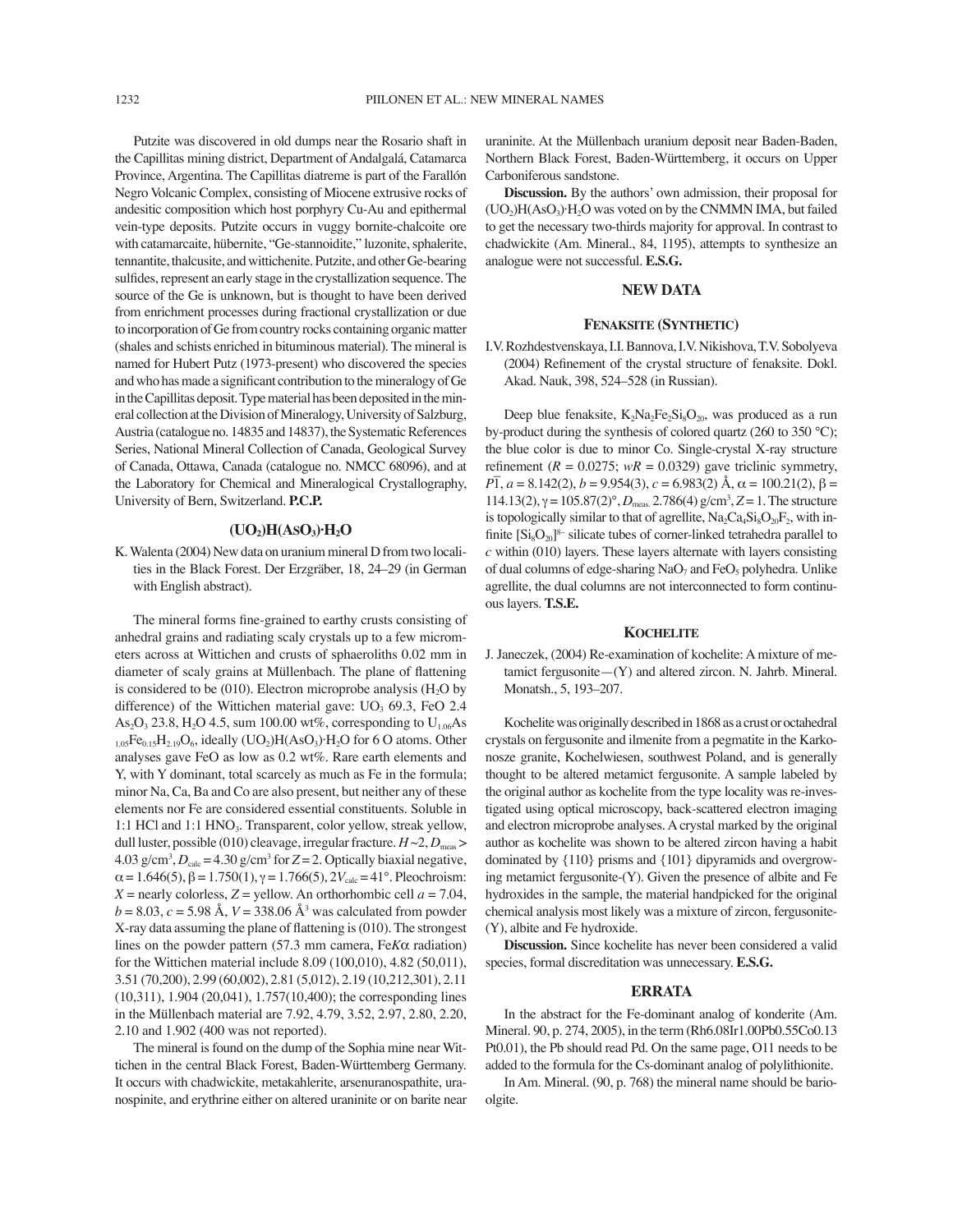Putzite was discovered in old dumps near the Rosario shaft in the Capillitas mining district, Department of Andalgalá, Catamarca Province, Argentina. The Capillitas diatreme is part of the Farallón Negro Volcanic Complex, consisting of Miocene extrusive rocks of andesitic composition which host porphyry Cu-Au and epithermal vein-type deposits. Putzite occurs in vuggy bornite-chalcoite ore with catamarcaite, hübernite, "Ge-stannoidite," luzonite, sphalerite, tennantite, thalcusite, and wittichenite. Putzite, and other Ge-bearing sulfides, represent an early stage in the crystallization sequence. The source of the Ge is unknown, but is thought to have been derived from enrichment processes during fractional crystallization or due to incorporation of Ge from country rocks containing organic matter (shales and schists enriched in bituminous material). The mineral is named for Hubert Putz (1973-present) who discovered the species and who has made a significant contribution to the mineralogy of Ge in the Capillitas deposit. Type material has been deposited in the mineral collection at the Division of Mineralogy, University of Salzburg, Austria (catalogue no. 14835 and 14837), the Systematic References Series, National Mineral Collection of Canada, Geological Survey of Canada, Ottawa, Canada (catalogue no. NMCC 68096), and at the Laboratory for Chemical and Mineralogical Crystallography, University of Bern, Switzerland. **P.C.P.**

## $(UO_2)H(AsO_3)·H_2O$

K. Walenta (2004) New data on uranium mineral D from two localities in the Black Forest. Der Erzgräber, 18, 24–29 (in German with English abstract).

The mineral forms fine-grained to earthy crusts consisting of anhedral grains and radiating scaly crystals up to a few micrometers across at Wittichen and crusts of sphaeroliths 0.02 mm in diameter of scaly grains at Müllenbach. The plane of flattening is considered to be (010). Electron microprobe analysis ($H_2O$ by difference) of the Wittichen material gave: $UO_3$ 69.3, FeO 2.4 $As_2O_3$ 23.8, $H_2O$ 4.5, sum 100.00 wt%, corresponding to $U_{1.06}As_{1.05}Fe_{0.15}H_{2.19}O_6$, ideally $(UO_2)H(AsO_3)·H_2O$ for 6 O atoms. Other analyses gave FeO as low as 0.2 wt%. Rare earth elements and Y, with Y dominant, total scarcely as much as Fe in the formula; minor Na, Ca, Ba and Co are also present, but neither any of these elements nor Fe are considered essential constituents. Soluble in 1:1 HCl and 1:1 $HNO_3$. Transparent, color yellow, streak yellow, dull luster, possible (010) cleavage, irregular fracture. $H$ ~2, $D_{meas}$ > 4.03 g/cm$^3$, $D_{calc}$ = 4.30 g/cm$^3$ for $Z$ = 2. Optically biaxial negative, $\alpha$ = 1.646(5), $\beta$ = 1.750(1), $\gamma$ = 1.766(5), $2V_{calc}$ = 41°. Pleochroism: $X$ = nearly colorless, $Z$ = yellow. An orthorhombic cell $a$ = 7.04, $b$ = 8.03, $c$ = 5.98 Å, $V$ = 338.06 Å$^3$ was calculated from powder X-ray data assuming the plane of flattening is (010). The strongest lines on the powder pattern (57.3 mm camera, Fe$K\alpha$ radiation) for the Wittichen material include 8.09 (100,010), 4.82 (50,011), 3.51 (70,200), 2.99 (60,002), 2.81 (5,012), 2.19 (10,212,301), 2.11 (10,311), 1.904 (20,041), 1.757(10,400); the corresponding lines in the Müllenbach material are 7.92, 4.79, 3.52, 2.97, 2.80, 2.20, 2.10 and 1.902 (400 was not reported).

The mineral is found on the dump of the Sophia mine near Wittichen in the central Black Forest, Baden-Württemberg Germany. It occurs with chadwickite, metakahlerite, arsenuranospathite, uranospinite, and erythrine either on altered uraninite or on barite near uraninite. At the Müllenbach uranium deposit near Baden-Baden, Northern Black Forest, Baden-Württemberg, it occurs on Upper Carboniferous sandstone.

**Discussion.** By the authors' own admission, their proposal for $(UO_2)H(AsO_3)·H_2O$ was voted on by the CNMMN IMA, but failed to get the necessary two-thirds majority for approval. In contrast to chadwickite (Am. Mineral., 84, 1195), attempts to synthesize an analogue were not successful. **E.S.G.**

# NEW DATA

## FENAKSITE (SYNTHETIC)

I.V. Rozhdestvenskaya, I.I. Bannova, I.V. Nikishova, T.V. Sobolyeva (2004) Refinement of the crystal structure of fenaksite. Dokl. Akad. Nauk, 398, 524–528 (in Russian).

Deep blue fenaksite, $K_2Na_2Fe_2Si_8O_{20}$, was produced as a run by-product during the synthesis of colored quartz (260 to 350 °C); the blue color is due to minor Co. Single-crystal X-ray structure refinement ($R$ = 0.0275; $wR$ = 0.0329) gave triclinic symmetry, $P\bar{1}$, $a$ = 8.142(2), $b$ = 9.954(3), $c$ = 6.983(2) Å, $\alpha$ = 100.21(2), $\beta$ = 114.13(2), $\gamma$ = 105.87(2)°, $D_{meas.}$ 2.786(4) g/cm$^3$, $Z$ = 1. The structure is topologically similar to that of agrellite, $Na_2Ca_4Si_8O_{20}F_2$, with infinite $[Si_8O_{20}]^{8-}$ silicate tubes of corner-linked tetrahedra parallel to $c$ within (010) layers. These layers alternate with layers consisting of dual columns of edge-sharing $NaO_7$ and $FeO_5$ polyhedra. Unlike agrellite, the dual columns are not interconnected to form continuous layers. **T.S.E.**

## KOCHELITE

J. Janeczek, (2004) Re-examination of kochelite: A mixture of metamict fergusonite—(Y) and altered zircon. N. Jahrb. Mineral. Monatsh., 5, 193–207.

Kochelite was originally described in 1868 as a crust or octahedral crystals on fergusonite and ilmenite from a pegmatite in the Karkonosze granite, Kochelwiesen, southwest Poland, and is generally thought to be altered metamict fergusonite. A sample labeled by the original author as kochelite from the type locality was re-investigated using optical microscopy, back-scattered electron imaging and electron microprobe analyses. A crystal marked by the original author as kochelite was shown to be altered zircon having a habit dominated by {110} prisms and {101} dipyramids and overgrowing metamict fergusonite-(Y). Given the presence of albite and Fe hydroxides in the sample, the material handpicked for the original chemical analysis most likely was a mixture of zircon, fergusonite-(Y), albite and Fe hydroxide.

**Discussion.** Since kochelite has never been considered a valid species, formal discreditation was unnecessary. **E.S.G.**

# ERRATA

In the abstract for the Fe-dominant analog of konderite (Am. Mineral. 90, p. 274, 2005), in the term (Rh6.08Ir1.00Pb0.55Co0.13 Pt0.01), the Pb should read Pd. On the same page, O11 needs to be added to the formula for the Cs-dominant analog of polylithionite.

In Am. Mineral. (90, p. 768) the mineral name should be barioolgite.